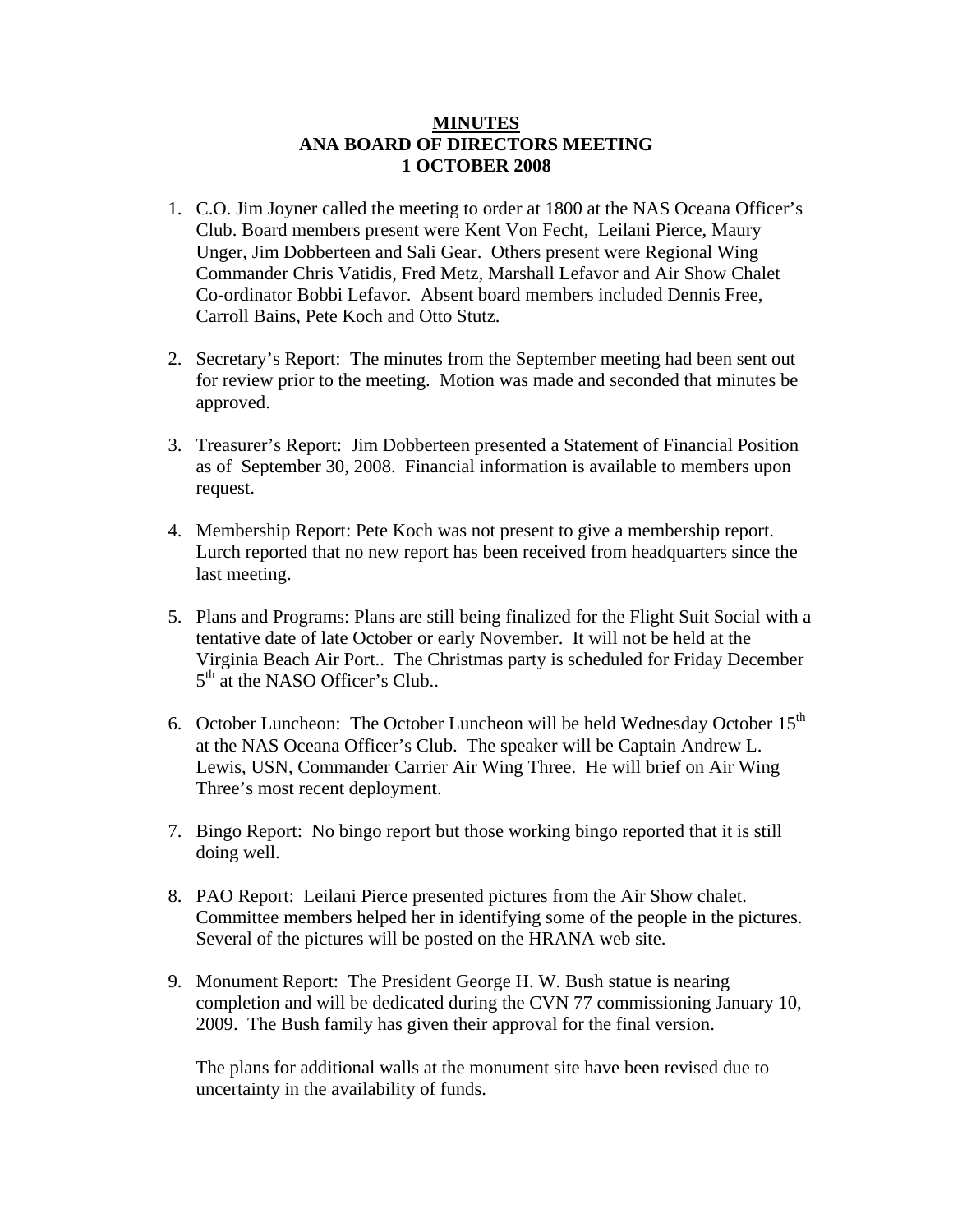**MINUTES**
**ANA BOARD OF DIRECTORS MEETING**
**1 OCTOBER 2008**

1. C.O. Jim Joyner called the meeting to order at 1800 at the NAS Oceana Officer's Club. Board members present were Kent Von Fecht, Leilani Pierce, Maury Unger, Jim Dobberteen and Sali Gear. Others present were Regional Wing Commander Chris Vatidis, Fred Metz, Marshall Lefavor and Air Show Chalet Co-ordinator Bobbi Lefavor. Absent board members included Dennis Free, Carroll Bains, Pete Koch and Otto Stutz.

2. Secretary's Report: The minutes from the September meeting had been sent out for review prior to the meeting. Motion was made and seconded that minutes be approved.

3. Treasurer's Report: Jim Dobberteen presented a Statement of Financial Position as of September 30, 2008. Financial information is available to members upon request.

4. Membership Report: Pete Koch was not present to give a membership report. Lurch reported that no new report has been received from headquarters since the last meeting.

5. Plans and Programs: Plans are still being finalized for the Flight Suit Social with a tentative date of late October or early November. It will not be held at the Virginia Beach Air Port.. The Christmas party is scheduled for Friday December 5th at the NASO Officer's Club..

6. October Luncheon: The October Luncheon will be held Wednesday October 15th at the NAS Oceana Officer's Club. The speaker will be Captain Andrew L. Lewis, USN, Commander Carrier Air Wing Three. He will brief on Air Wing Three's most recent deployment.

7. Bingo Report: No bingo report but those working bingo reported that it is still doing well.

8. PAO Report: Leilani Pierce presented pictures from the Air Show chalet. Committee members helped her in identifying some of the people in the pictures. Several of the pictures will be posted on the HRANA web site.

9. Monument Report: The President George H. W. Bush statue is nearing completion and will be dedicated during the CVN 77 commissioning January 10, 2009. The Bush family has given their approval for the final version.

   The plans for additional walls at the monument site have been revised due to uncertainty in the availability of funds.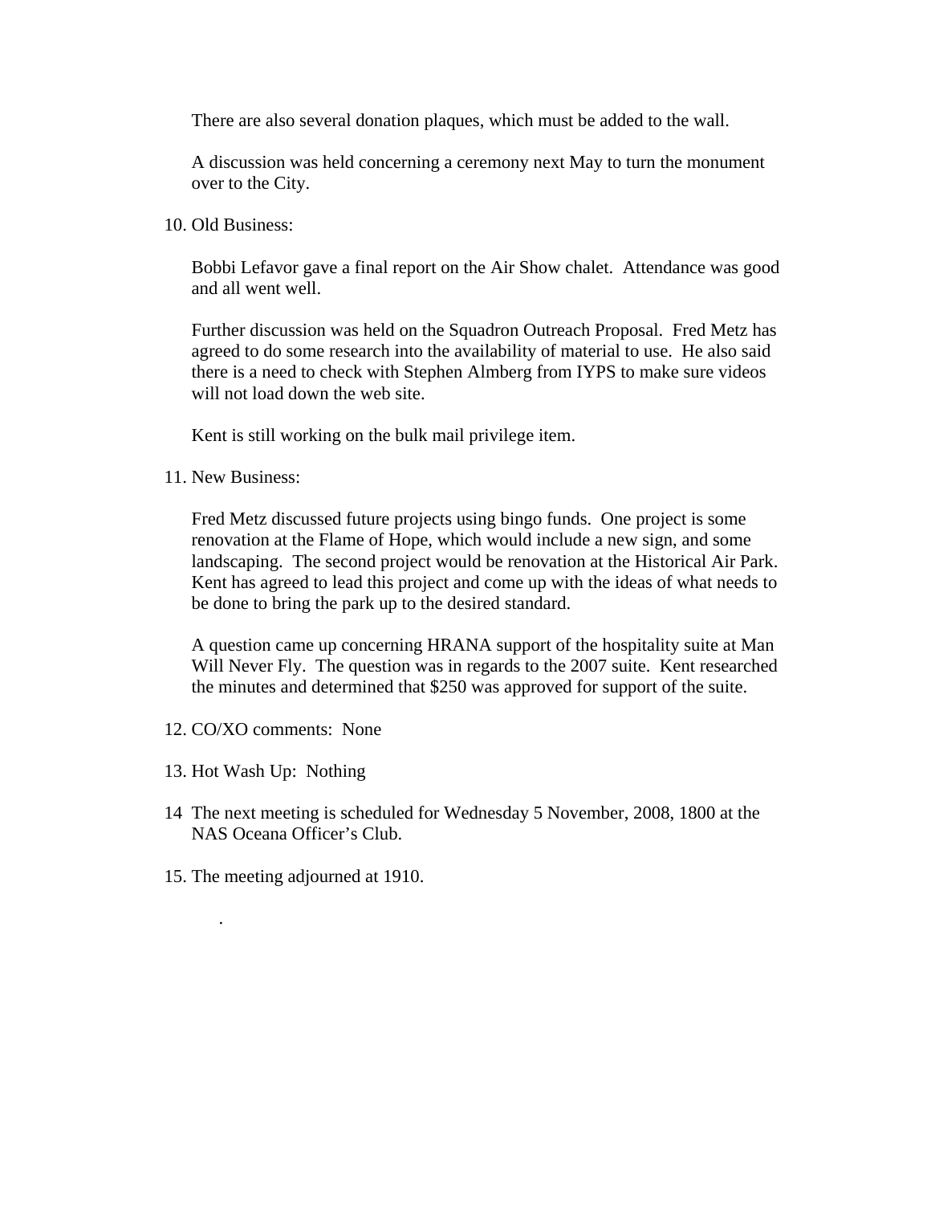There are also several donation plaques, which must be added to the wall.

A discussion was held concerning a ceremony next May to turn the monument over to the City.

10. Old Business:

    Bobbi Lefavor gave a final report on the Air Show chalet. Attendance was good and all went well.

    Further discussion was held on the Squadron Outreach Proposal. Fred Metz has agreed to do some research into the availability of material to use. He also said there is a need to check with Stephen Almberg from IYPS to make sure videos will not load down the web site.

    Kent is still working on the bulk mail privilege item.

11. New Business:

    Fred Metz discussed future projects using bingo funds. One project is some renovation at the Flame of Hope, which would include a new sign, and some landscaping. The second project would be renovation at the Historical Air Park. Kent has agreed to lead this project and come up with the ideas of what needs to be done to bring the park up to the desired standard.

    A question came up concerning HRANA support of the hospitality suite at Man Will Never Fly. The question was in regards to the 2007 suite. Kent researched the minutes and determined that $250 was approved for support of the suite.

12. CO/XO comments: None

13. Hot Wash Up: Nothing

14 The next meeting is scheduled for Wednesday 5 November, 2008, 1800 at the NAS Oceana Officer's Club.

15. The meeting adjourned at 1910.

.